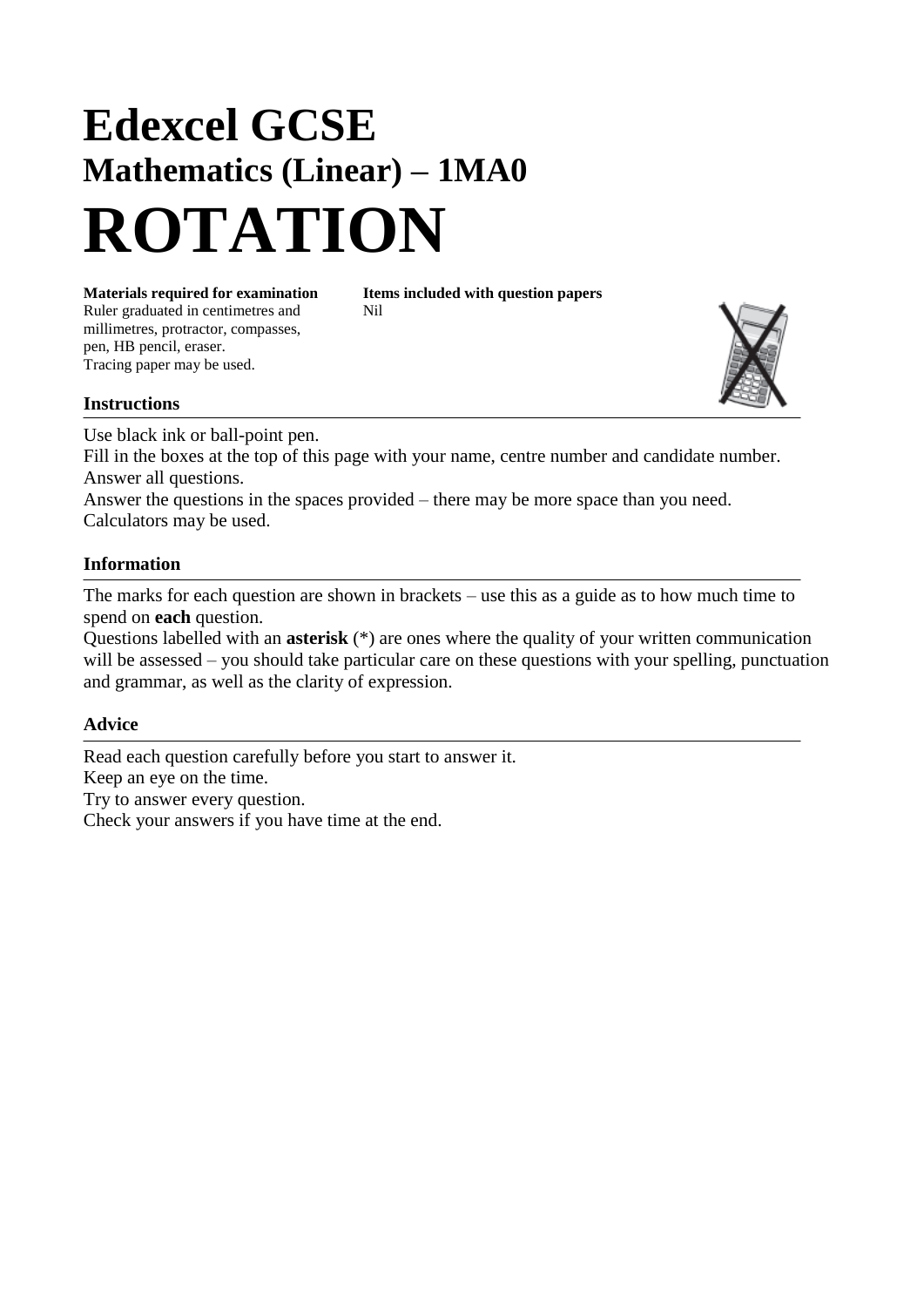# Edexcel GCSE

## Mathematics (Linear) – 1MA0

# ROTATION

**Materials required for examination**
Ruler graduated in centimetres and millimetres, protractor, compasses, pen, HB pencil, eraser.
Tracing paper may be used.

**Items included with question papers**
Nil

### Instructions

Use black ink or ball-point pen.
Fill in the boxes at the top of this page with your name, centre number and candidate number.
Answer all questions.
Answer the questions in the spaces provided – there may be more space than you need.
Calculators may be used.

### Information

The marks for each question are shown in brackets – use this as a guide as to how much time to spend on **each** question.
Questions labelled with an **asterisk** (*) are ones where the quality of your written communication will be assessed – you should take particular care on these questions with your spelling, punctuation and grammar, as well as the clarity of expression.

### Advice

Read each question carefully before you start to answer it.
Keep an eye on the time.
Try to answer every question.
Check your answers if you have time at the end.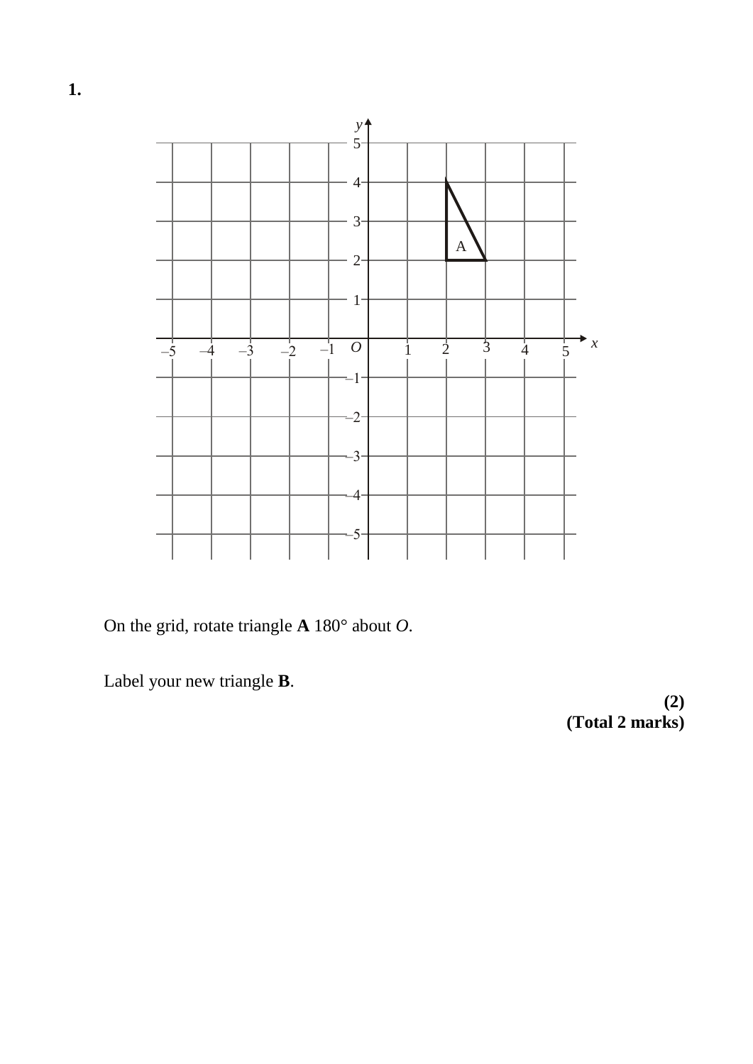**1.**

On the grid, rotate triangle **A** 180° about *O*.

Label your new triangle **B**.

**(2)**

**(Total 2 marks)**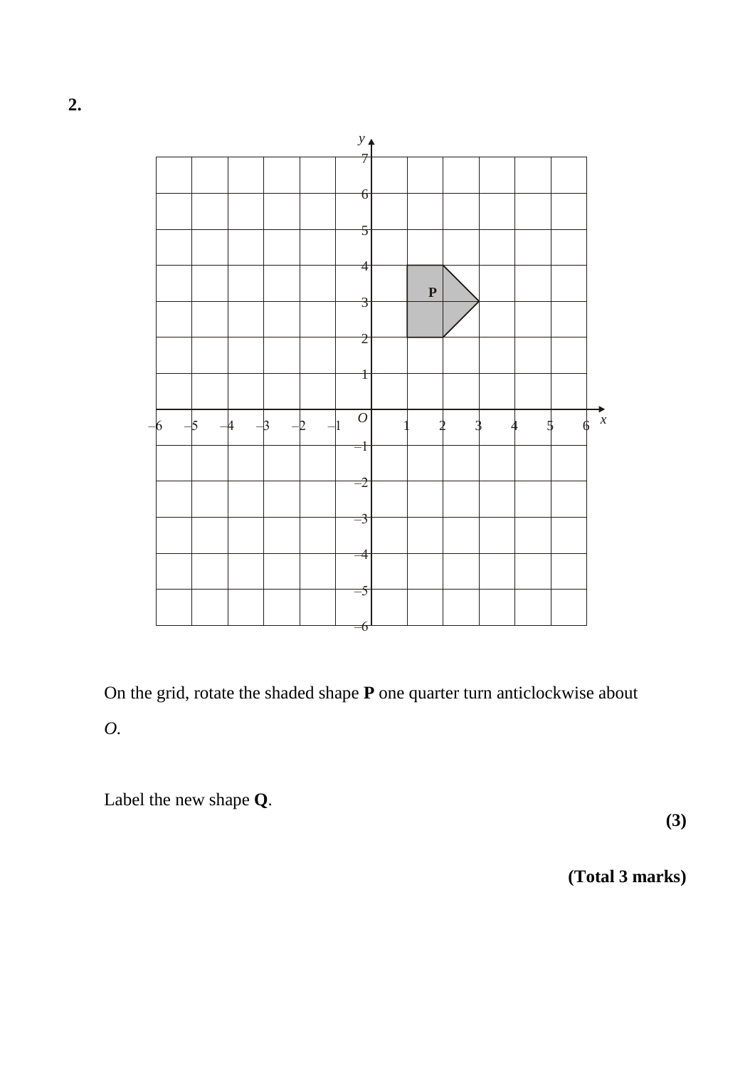**2.**

On the grid, rotate the shaded shape **P** one quarter turn anticlockwise about *O*.

Label the new shape **Q**.

**(3)**

**(Total 3 marks)**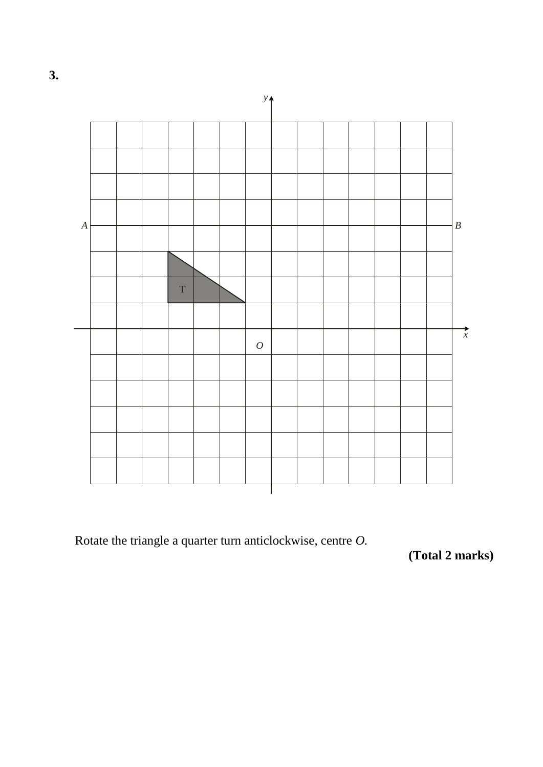**3.**

Rotate the triangle a quarter turn anticlockwise, centre *O*.

**(Total 2 marks)**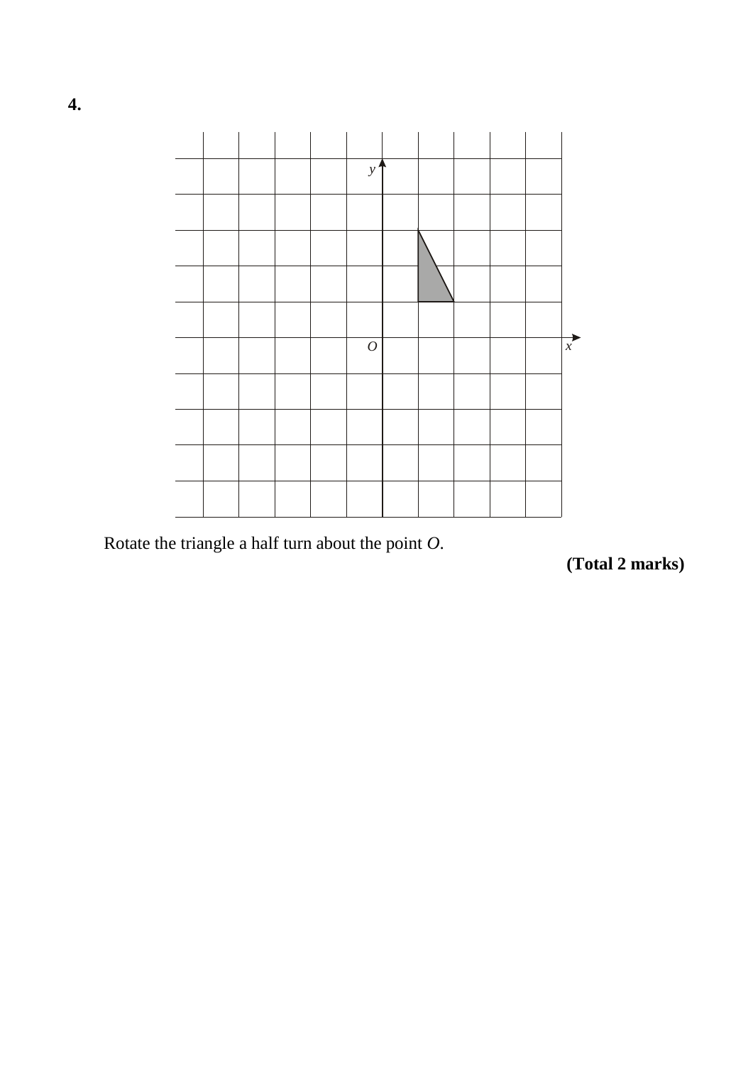**4.**

Rotate the triangle a half turn about the point $O$.

**(Total 2 marks)**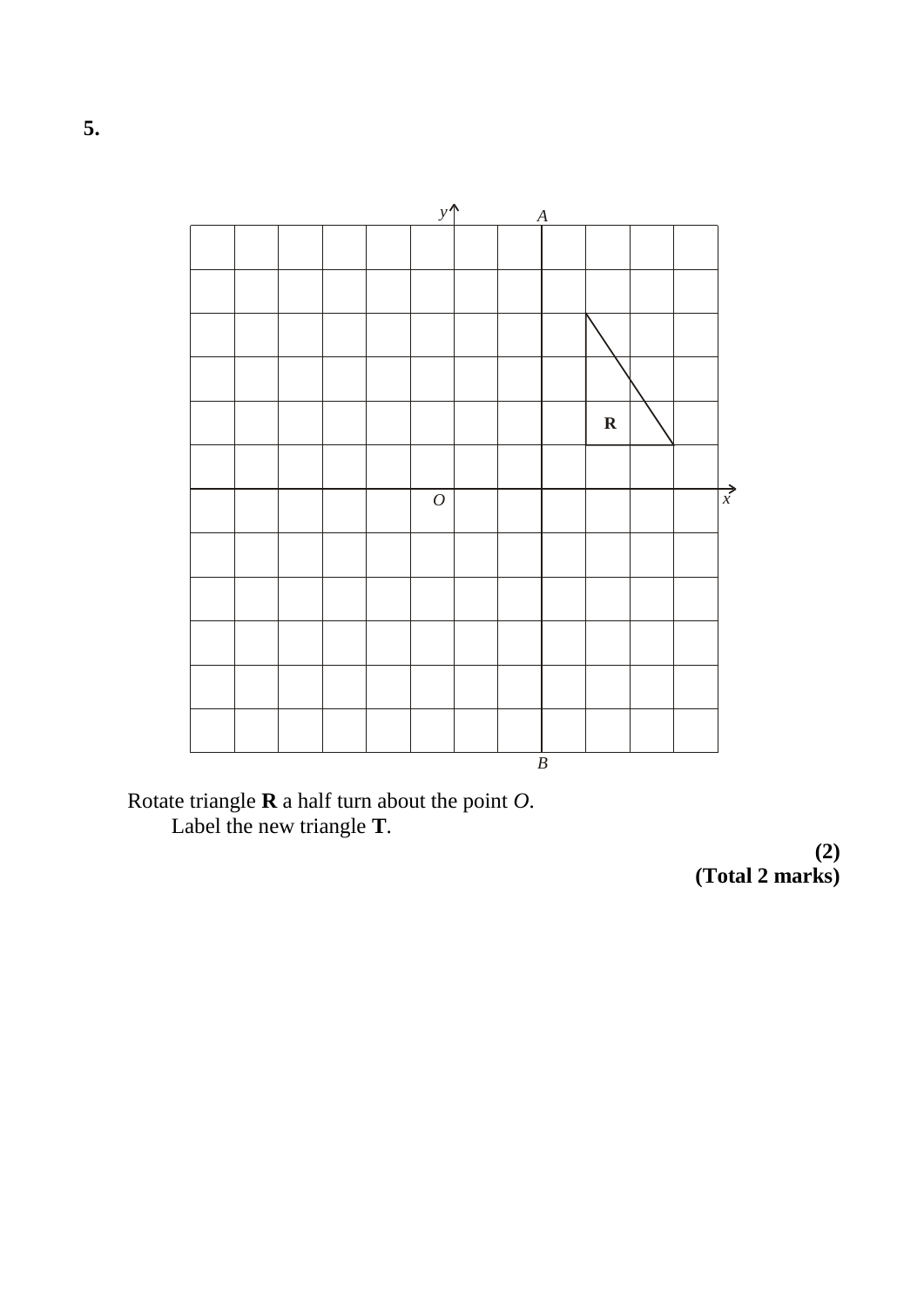**5.**

Rotate triangle **R** a half turn about the point *O*.
Label the new triangle **T**.

**(2)**
**(Total 2 marks)**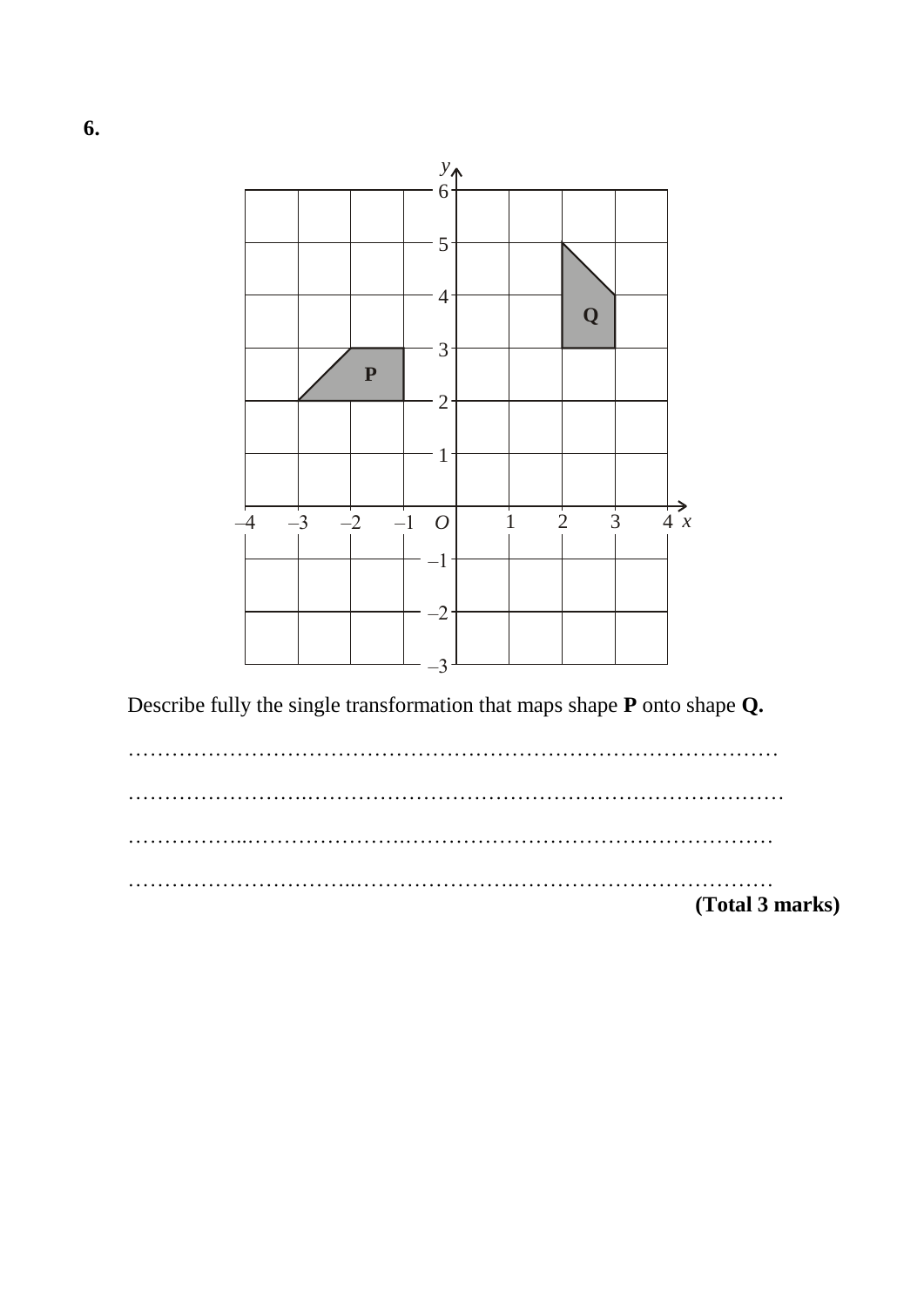**6.**

Describe fully the single transformation that maps shape **P** onto shape **Q.**

…………………………………………………………………………………

…………………………………………………………………………………

…………………………………………………………………………………

…………………………………………………………………………………

**(Total 3 marks)**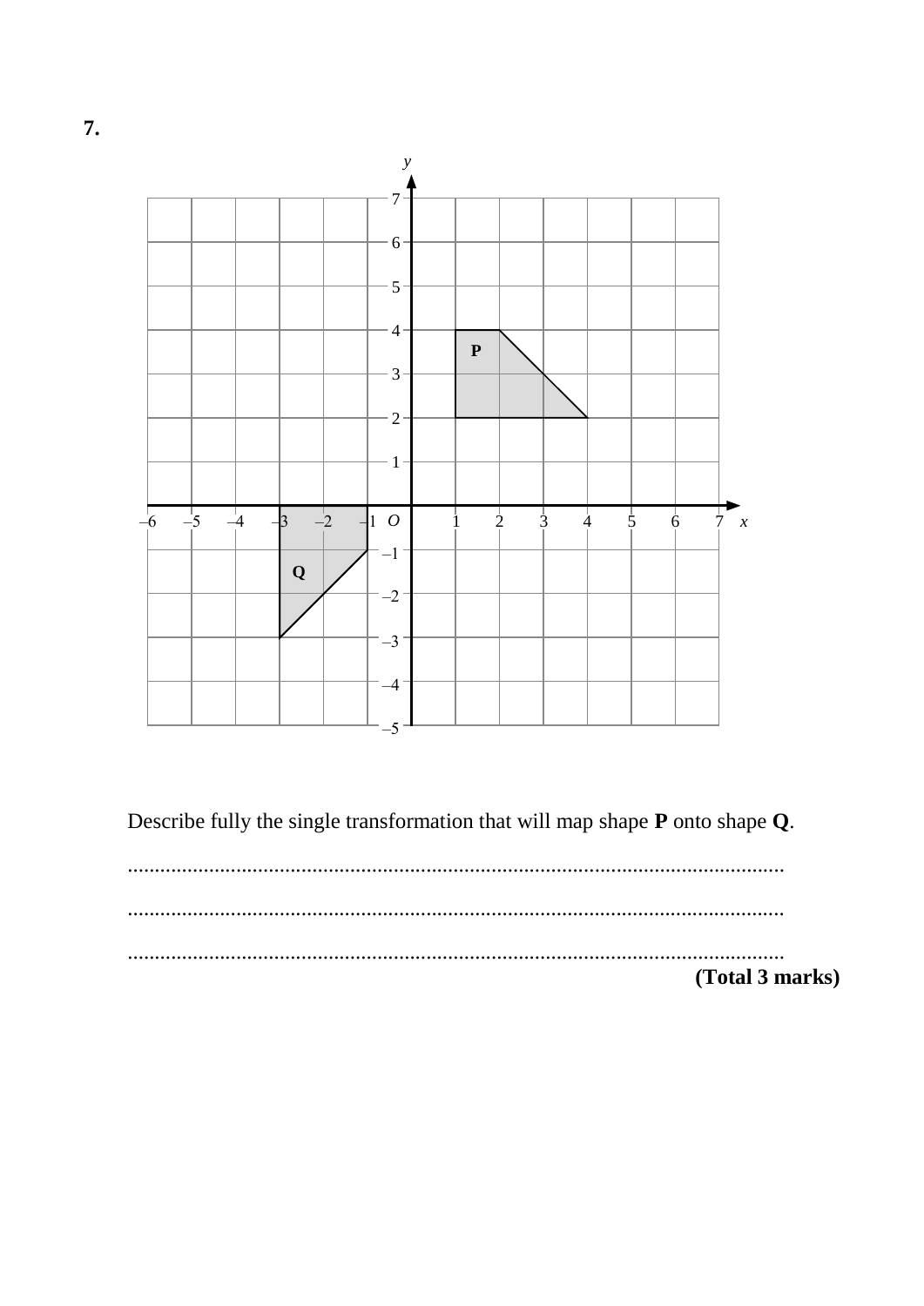**7.**

y

7
6
5
4
3
2
1

–6 –5 –4 –3 –2 –1 O 1 2 3 4 5 6 7 x

–1
–2
–3
–4
–5

P

Q

Describe fully the single transformation that will map shape **P** onto shape **Q**.

..........................................................................................................................

..........................................................................................................................

..........................................................................................................................

**(Total 3 marks)**